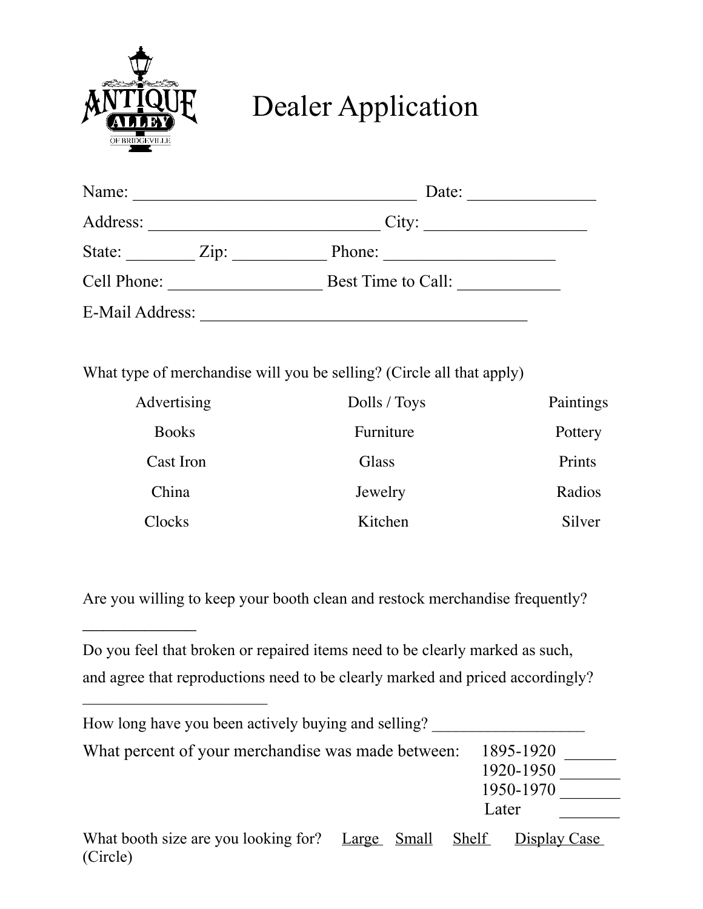ANTIQUE ALLEY OF BRIDGEVILLE

# Dealer Application

Name: ________________________________ Date: ______________

Address: __________________________ City: __________________

State: ________ Zip: ___________ Phone: ____________________

Cell Phone: _________________ Best Time to Call: ____________

E-Mail Address: _____________________________________

What type of merchandise will you be selling? (Circle all that apply)

| | | |
|---|---|---|
| Advertising | Dolls / Toys | Paintings |
| Books | Furniture | Pottery |
| Cast Iron | Glass | Prints |
| China | Jewelry | Radios |
| Clocks | Kitchen | Silver |

Are you willing to keep your booth clean and restock merchandise frequently?

_____________

Do you feel that broken or repaired items need to be clearly marked as such, and agree that reproductions need to be clearly marked and priced accordingly?

______________________

How long have you been actively buying and selling? ___________________

What percent of your merchandise was made between:

1895-1920 ______
1920-1950 _______
1950-1970 _______
Later _______

What booth size are you looking for? (Circle) Large Small Shelf Display Case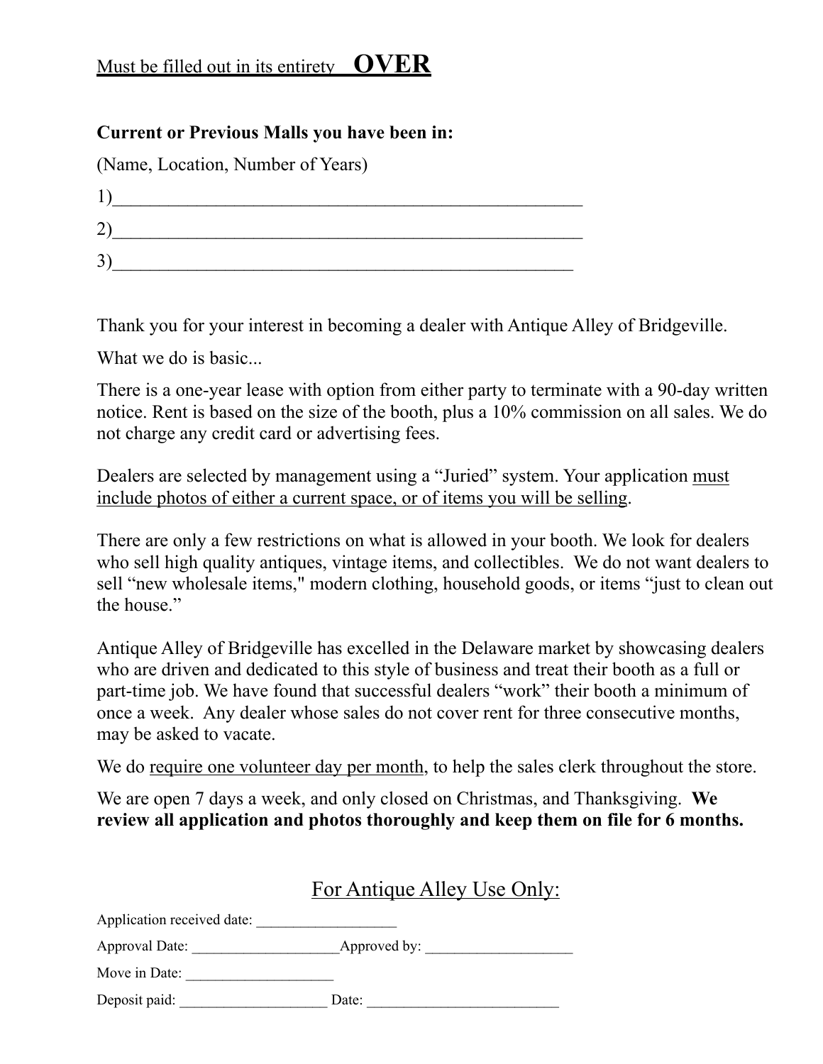Must be filled out in its entirety **OVER**

**Current or Previous Malls you have been in:**

(Name, Location, Number of Years)

1)_____________________________________________________

2)_____________________________________________________

3)____________________________________________________

Thank you for your interest in becoming a dealer with Antique Alley of Bridgeville.

What we do is basic...

There is a one-year lease with option from either party to terminate with a 90-day written notice. Rent is based on the size of the booth, plus a 10% commission on all sales. We do not charge any credit card or advertising fees.

Dealers are selected by management using a "Juried" system. Your application must include photos of either a current space, or of items you will be selling.

There are only a few restrictions on what is allowed in your booth. We look for dealers who sell high quality antiques, vintage items, and collectibles. We do not want dealers to sell "new wholesale items," modern clothing, household goods, or items "just to clean out the house."

Antique Alley of Bridgeville has excelled in the Delaware market by showcasing dealers who are driven and dedicated to this style of business and treat their booth as a full or part-time job. We have found that successful dealers "work" their booth a minimum of once a week. Any dealer whose sales do not cover rent for three consecutive months, may be asked to vacate.

We do require one volunteer day per month, to help the sales clerk throughout the store.

We are open 7 days a week, and only closed on Christmas, and Thanksgiving. **We review all application and photos thoroughly and keep them on file for 6 months.**

## For Antique Alley Use Only:

Application received date: ___________________

Approval Date: ___________________Approved by: ___________________

Move in Date: ___________________

Deposit paid: ___________________ Date: _________________________